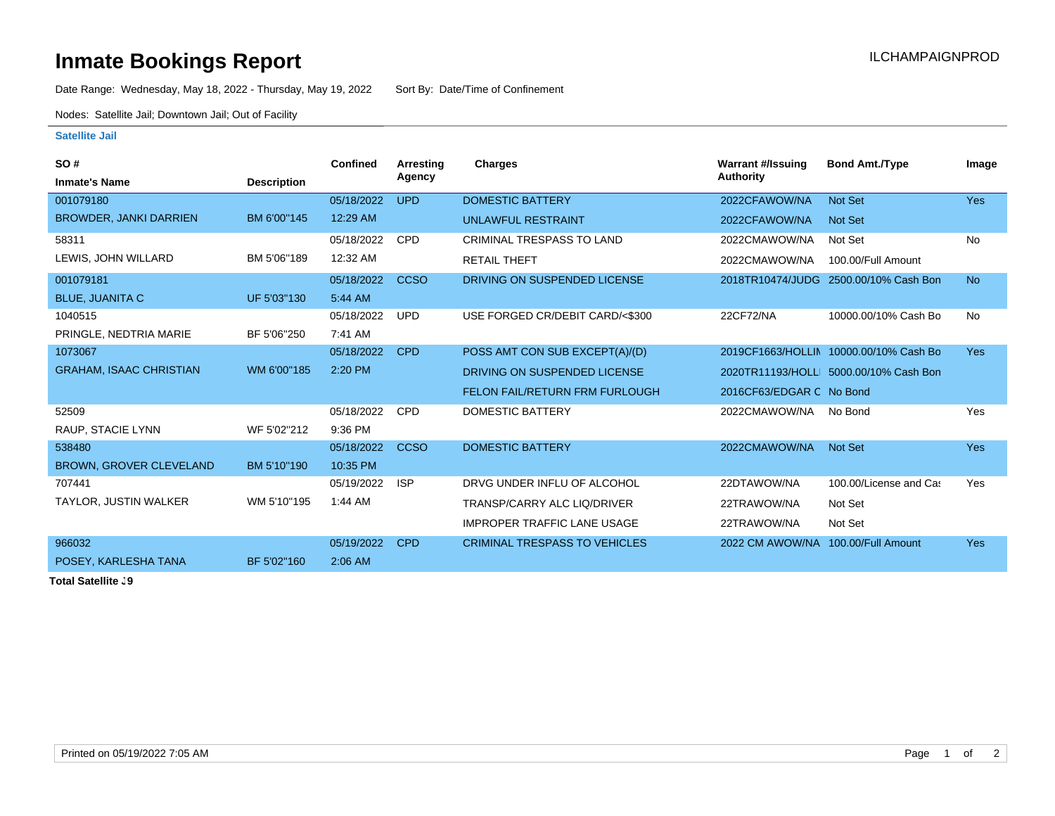# Inmate Bookings Report

ILCHAMPAIGNPROD

Date Range: Wednesday, May 18, 2022 - Thursday, May 19, 2022 Sort By: Date/Time of Confinement

Nodes: Satellite Jail; Downtown Jail; Out of Facility

## Satellite Jail

| SO # / Inmate's Name | Description | Confined | Arresting Agency | Charges | Warrant #/Issuing Authority | Bond Amt./Type | Image |
|---|---|---|---|---|---|---|---|
| 001079180 | | 05/18/2022 | UPD | DOMESTIC BATTERY | 2022CFAWOW/NA | Not Set | Yes |
| BROWDER, JANKI DARRIEN | BM 6'00"145 | 12:29 AM | | UNLAWFUL RESTRAINT | 2022CFAWOW/NA | Not Set | |
| 58311 | | 05/18/2022 | CPD | CRIMINAL TRESPASS TO LAND | 2022CMAWOW/NA | Not Set | No |
| LEWIS, JOHN WILLARD | BM 5'06"189 | 12:32 AM | | RETAIL THEFT | 2022CMAWOW/NA | 100.00/Full Amount | |
| 001079181 | | 05/18/2022 | CCSO | DRIVING ON SUSPENDED LICENSE | 2018TR10474/JUDG | 2500.00/10% Cash Bon | No |
| BLUE, JUANITA C | UF 5'03"130 | 5:44 AM | | | | | |
| 1040515 | | 05/18/2022 | UPD | USE FORGED CR/DEBIT CARD/<$300 | 22CF72/NA | 10000.00/10% Cash Bo | No |
| PRINGLE, NEDTRIA MARIE | BF 5'06"250 | 7:41 AM | | | | | |
| 1073067 | | 05/18/2022 | CPD | POSS AMT CON SUB EXCEPT(A)/(D) | 2019CF1663/HOLLIN | 10000.00/10% Cash Bo | Yes |
| GRAHAM, ISAAC CHRISTIAN | WM 6'00"185 | 2:20 PM | | DRIVING ON SUSPENDED LICENSE | 2020TR11193/HOLLI | 5000.00/10% Cash Bon | |
| | | | | FELON FAIL/RETURN FRM FURLOUGH | 2016CF63/EDGAR C | No Bond | |
| 52509 | | 05/18/2022 | CPD | DOMESTIC BATTERY | 2022CMAWOW/NA | No Bond | Yes |
| RAUP, STACIE LYNN | WF 5'02"212 | 9:36 PM | | | | | |
| 538480 | | 05/18/2022 | CCSO | DOMESTIC BATTERY | 2022CMAWOW/NA | Not Set | Yes |
| BROWN, GROVER CLEVELAND | BM 5'10"190 | 10:35 PM | | | | | |
| 707441 | | 05/19/2022 | ISP | DRVG UNDER INFLU OF ALCOHOL | 22DTAWOW/NA | 100.00/License and Ca: | Yes |
| TAYLOR, JUSTIN WALKER | WM 5'10"195 | 1:44 AM | | TRANSP/CARRY ALC LIQ/DRIVER | 22TRAWOW/NA | Not Set | |
| | | | | IMPROPER TRAFFIC LANE USAGE | 22TRAWOW/NA | Not Set | |
| 966032 | | 05/19/2022 | CPD | CRIMINAL TRESPASS TO VEHICLES | 2022 CM AWOW/NA | 100.00/Full Amount | Yes |
| POSEY, KARLESHA TANA | BF 5'02"160 | 2:06 AM | | | | | |

**Total Satellite :9**

Printed on 05/19/2022 7:05 AM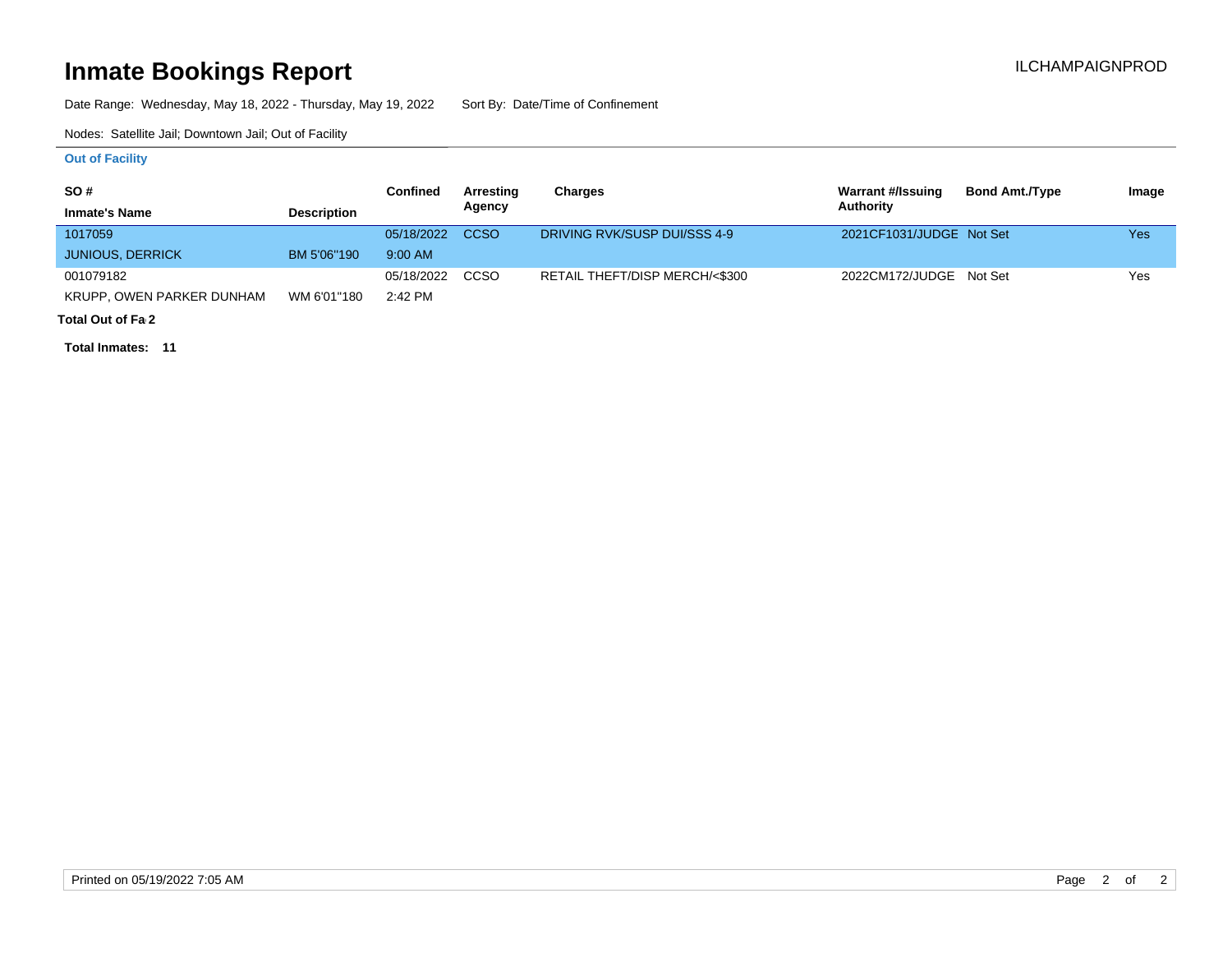# Inmate Bookings Report

ILCHAMPAIGNPROD

Date Range: Wednesday, May 18, 2022 - Thursday, May 19, 2022    Sort By: Date/Time of Confinement

Nodes: Satellite Jail; Downtown Jail; Out of Facility

### Out of Facility

| SO # / Inmate's Name | Description | Confined | Arresting Agency | Charges | Warrant #/Issuing Authority | Bond Amt./Type | Image |
|---|---|---|---|---|---|---|---|
| 1017059<br>JUNIOUS, DERRICK | BM 5'06"190 | 05/18/2022<br>9:00 AM | CCSO | DRIVING RVK/SUSP DUI/SSS 4-9 | 2021CF1031/JUDGE | Not Set | Yes |
| 001079182<br>KRUPP, OWEN PARKER DUNHAM | WM 6'01"180 | 05/18/2022<br>2:42 PM | CCSO | RETAIL THEFT/DISP MERCH/<$300 | 2022CM172/JUDGE | Not Set | Yes |

**Total Out of Fa 2**

**Total Inmates: 11**

Printed on 05/19/2022 7:05 AM